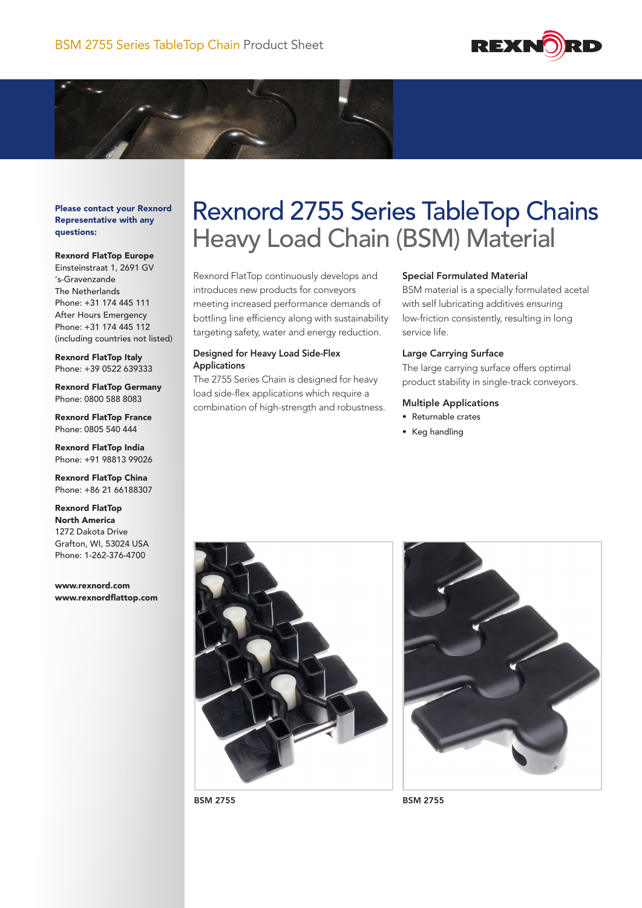BSM 2755 Series TableTop Chain Product Sheet

# Rexnord 2755 Series TableTop Chains
## Heavy Load Chain (BSM) Material

Rexnord FlatTop continuously develops and introduces new products for conveyors meeting increased performance demands of bottling line efficiency along with sustainability targeting safety, water and energy reduction.

### Designed for Heavy Load Side-Flex Applications

The 2755 Series Chain is designed for heavy load side-flex applications which require a combination of high-strength and robustness.

### Special Formulated Material

BSM material is a specially formulated acetal with self lubricating additives ensuring low-friction consistently, resulting in long service life.

### Large Carrying Surface

The large carrying surface offers optimal product stability in single-track conveyors.

### Multiple Applications

- Returnable crates
- Keg handling

BSM 2755

BSM 2755

**Please contact your Rexnord Representative with any questions:**

**Rexnord FlatTop Europe**
Einsteinstraat 1, 2691 GV
's-Gravenzande
The Netherlands
Phone: +31 174 445 111
After Hours Emergency
Phone: +31 174 445 112
(including countries not listed)

**Rexnord FlatTop Italy**
Phone: +39 0522 639333

**Rexnord FlatTop Germany**
Phone: 0800 588 8083

**Rexnord FlatTop France**
Phone: 0805 540 444

**Rexnord FlatTop India**
Phone: +91 98813 99026

**Rexnord FlatTop China**
Phone: +86 21 66188307

**Rexnord FlatTop North America**
1272 Dakota Drive
Grafton, WI, 53024 USA
Phone: 1-262-376-4700

**www.rexnord.com**
**www.rexnordflattop.com**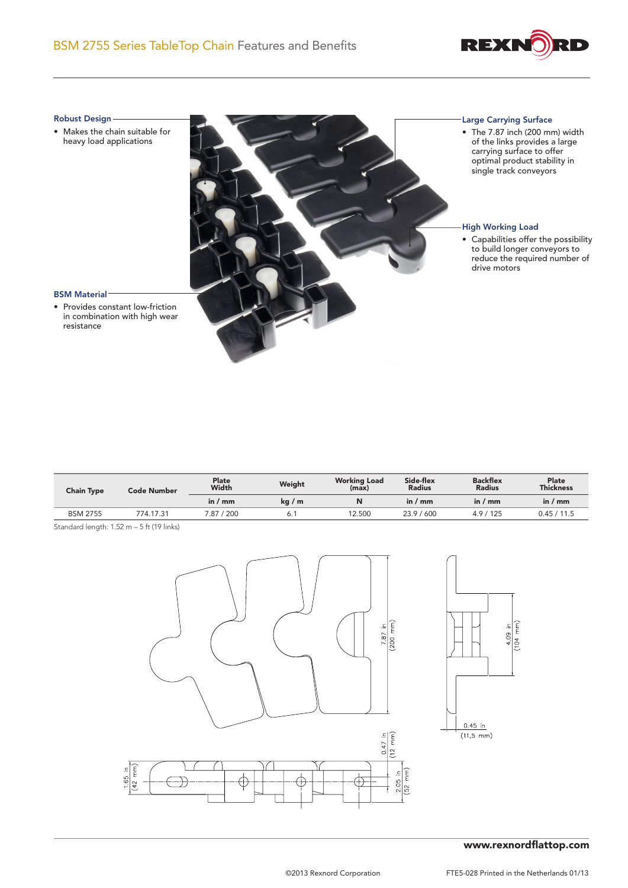# BSM 2755 Series TableTop Chain Features and Benefits

**Robust Design**
- Makes the chain suitable for heavy load applications

**Large Carrying Surface**
- The 7.87 inch (200 mm) width of the links provides a large carrying surface to offer optimal product stability in single track conveyors

**High Working Load**
- Capabilities offer the possibility to build longer conveyors to reduce the required number of drive motors

**BSM Material**
- Provides constant low-friction in combination with high wear resistance

| Chain Type | Code Number | Plate Width | Weight | Working Load (max) | Side-flex Radius | Backflex Radius | Plate Thickness |
|---|---|---|---|---|---|---|---|
| | | in / mm | kg / m | N | in / mm | in / mm | in / mm |
| BSM 2755 | 774.17.31 | 7.87 / 200 | 6.1 | 12.500 | 23.9 / 600 | 4.9 / 125 | 0.45 / 11.5 |

Standard length: 1.52 m – 5 ft (19 links)

7.87 in
(200 mm)

4.09 in
(104 mm)

0.45 in
(11,5 mm)

0.47 in
(12 mm)

1.65 in
(42 mm)

2.05 in
(52 mm)

www.rexnordflattop.com

©2013 Rexnord Corporation

FTE5-028 Printed in the Netherlands 01/13